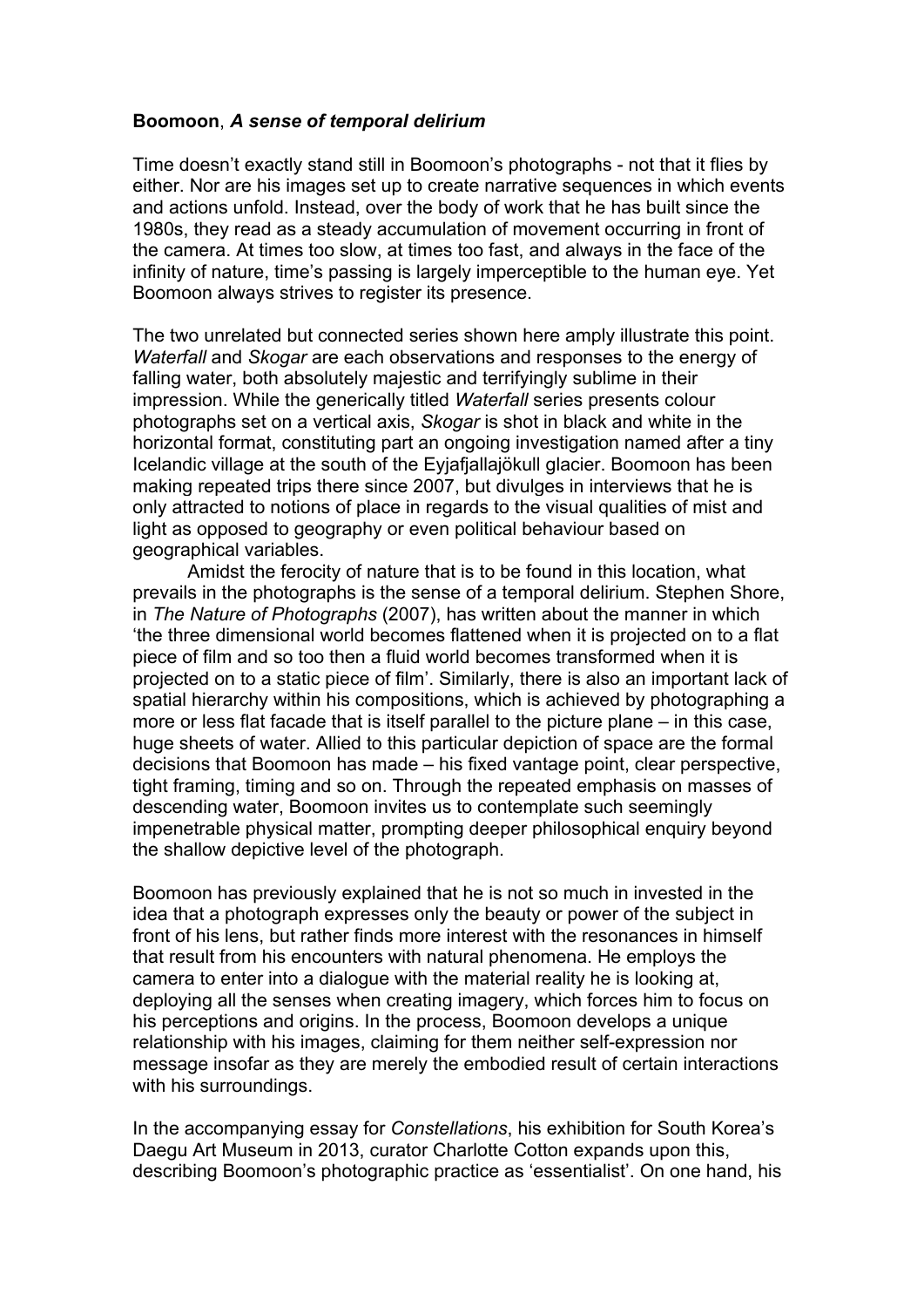**Boomoon**, ***A sense of temporal delirium***

Time doesn't exactly stand still in Boomoon's photographs - not that it flies by either. Nor are his images set up to create narrative sequences in which events and actions unfold. Instead, over the body of work that he has built since the 1980s, they read as a steady accumulation of movement occurring in front of the camera. At times too slow, at times too fast, and always in the face of the infinity of nature, time's passing is largely imperceptible to the human eye. Yet Boomoon always strives to register its presence.

The two unrelated but connected series shown here amply illustrate this point. *Waterfall* and *Skogar* are each observations and responses to the energy of falling water, both absolutely majestic and terrifyingly sublime in their impression. While the generically titled *Waterfall* series presents colour photographs set on a vertical axis, *Skogar* is shot in black and white in the horizontal format, constituting part an ongoing investigation named after a tiny Icelandic village at the south of the Eyjafjallajökull glacier. Boomoon has been making repeated trips there since 2007, but divulges in interviews that he is only attracted to notions of place in regards to the visual qualities of mist and light as opposed to geography or even political behaviour based on geographical variables.

Amidst the ferocity of nature that is to be found in this location, what prevails in the photographs is the sense of a temporal delirium. Stephen Shore, in *The Nature of Photographs* (2007), has written about the manner in which 'the three dimensional world becomes flattened when it is projected on to a flat piece of film and so too then a fluid world becomes transformed when it is projected on to a static piece of film'. Similarly, there is also an important lack of spatial hierarchy within his compositions, which is achieved by photographing a more or less flat facade that is itself parallel to the picture plane – in this case, huge sheets of water. Allied to this particular depiction of space are the formal decisions that Boomoon has made – his fixed vantage point, clear perspective, tight framing, timing and so on. Through the repeated emphasis on masses of descending water, Boomoon invites us to contemplate such seemingly impenetrable physical matter, prompting deeper philosophical enquiry beyond the shallow depictive level of the photograph.

Boomoon has previously explained that he is not so much in invested in the idea that a photograph expresses only the beauty or power of the subject in front of his lens, but rather finds more interest with the resonances in himself that result from his encounters with natural phenomena. He employs the camera to enter into a dialogue with the material reality he is looking at, deploying all the senses when creating imagery, which forces him to focus on his perceptions and origins. In the process, Boomoon develops a unique relationship with his images, claiming for them neither self-expression nor message insofar as they are merely the embodied result of certain interactions with his surroundings.

In the accompanying essay for *Constellations*, his exhibition for South Korea's Daegu Art Museum in 2013, curator Charlotte Cotton expands upon this, describing Boomoon's photographic practice as 'essentialist'. On one hand, his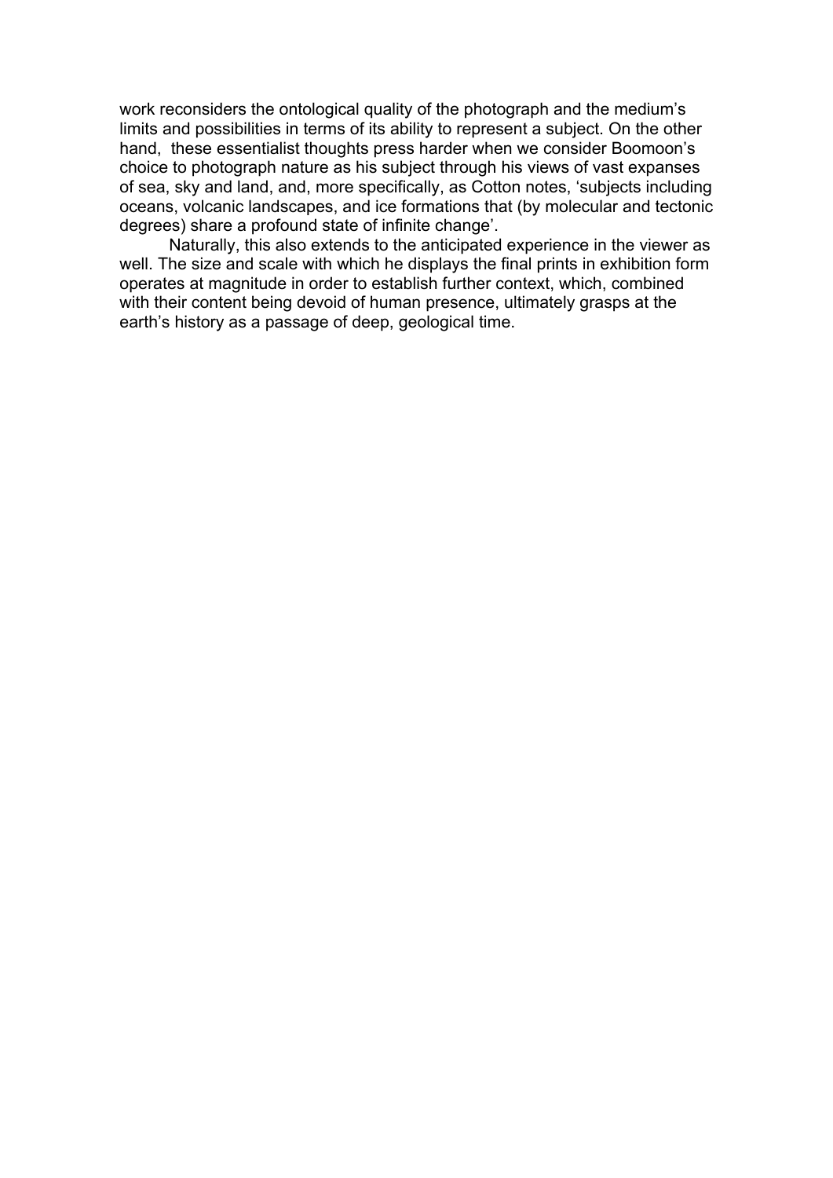work reconsiders the ontological quality of the photograph and the medium's limits and possibilities in terms of its ability to represent a subject. On the other hand, these essentialist thoughts press harder when we consider Boomoon's choice to photograph nature as his subject through his views of vast expanses of sea, sky and land, and, more specifically, as Cotton notes, 'subjects including oceans, volcanic landscapes, and ice formations that (by molecular and tectonic degrees) share a profound state of infinite change'.

Naturally, this also extends to the anticipated experience in the viewer as well. The size and scale with which he displays the final prints in exhibition form operates at magnitude in order to establish further context, which, combined with their content being devoid of human presence, ultimately grasps at the earth's history as a passage of deep, geological time.